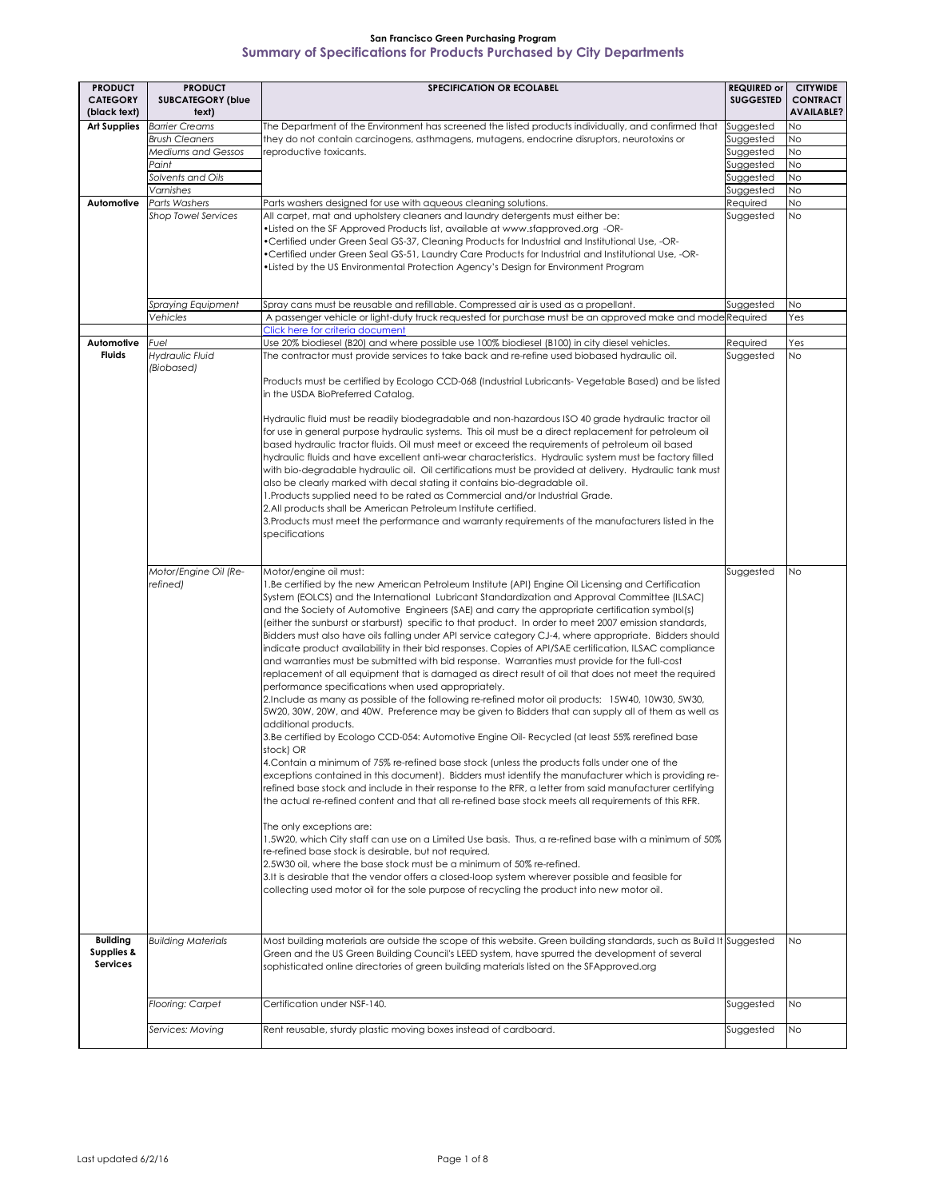San Francisco Green Purchasing Program

## Summary of Specifications for Products Purchased by City Departments

| PRODUCT CATEGORY (black text) | PRODUCT SUBCATEGORY (blue text) | SPECIFICATION OR ECOLABEL | REQUIRED or SUGGESTED | CITYWIDE CONTRACT AVAILABLE? |
|---|---|---|---|---|
| **Art Supplies** | *Barrier Creams* | The Department of the Environment has screened the listed products individually, and confirmed that they do not contain carcinogens, asthmagens, mutagens, endocrine disruptors, neurotoxins or reproductive toxicants. | Suggested | No |
| | *Brush Cleaners* | | Suggested | No |
| | *Mediums and Gessos* | | Suggested | No |
| | *Paint* | | Suggested | No |
| | *Solvents and Oils* | | Suggested | No |
| | *Varnishes* | | Suggested | No |
| **Automotive** | *Parts Washers* | Parts washers designed for use with aqueous cleaning solutions. | Required | No |
| | *Shop Towel Services* | All carpet, mat and upholstery cleaners and laundry detergents must either be:<br>•Listed on the SF Approved Products list, available at www.sfapproved.org -OR-<br>•Certified under Green Seal GS-37, Cleaning Products for Industrial and Institutional Use, -OR-<br>•Certified under Green Seal GS-51, Laundry Care Products for Industrial and Institutional Use, -OR-<br>•Listed by the US Environmental Protection Agency's Design for Environment Program | Suggested | No |
| | *Spraying Equipment* | Spray cans must be reusable and refillable. Compressed air is used as a propellant. | Suggested | No |
| | *Vehicles* | A passenger vehicle or light-duty truck requested for purchase must be an approved make and model<br>Click here for criteria document | Required | Yes |
| **Automotive Fluids** | *Fuel* | Use 20% biodiesel (B20) and where possible use 100% biodiesel (B100) in city diesel vehicles. | Required | Yes |
| | *Hydraulic Fluid (Biobased)* | The contractor must provide services to take back and re-refine used biobased hydraulic oil.<br><br>Products must be certified by Ecologo CCD-068 (Industrial Lubricants- Vegetable Based) and be listed in the USDA BioPreferred Catalog.<br><br>Hydraulic fluid must be readily biodegradable and non-hazardous ISO 40 grade hydraulic tractor oil for use in general purpose hydraulic systems. This oil must be a direct replacement for petroleum oil based hydraulic tractor fluids. Oil must meet or exceed the requirements of petroleum oil based hydraulic fluids and have excellent anti-wear characteristics. Hydraulic system must be factory filled with bio-degradable hydraulic oil. Oil certifications must be provided at delivery. Hydraulic tank must also be clearly marked with decal stating it contains bio-degradable oil.<br>1.Products supplied need to be rated as Commercial and/or Industrial Grade.<br>2.All products shall be American Petroleum Institute certified.<br>3.Products must meet the performance and warranty requirements of the manufacturers listed in the specifications | Suggested | No |
| | *Motor/Engine Oil (Re-refined)* | Motor/engine oil must:<br>1.Be certified by the new American Petroleum Institute (API) Engine Oil Licensing and Certification System (EOLCS) and the International Lubricant Standardization and Approval Committee (ILSAC) and the Society of Automotive Engineers (SAE) and carry the appropriate certification symbol(s) (either the sunburst or starburst) specific to that product. In order to meet 2007 emission standards, Bidders must also have oils falling under API service category CJ-4, where appropriate. Bidders should indicate product availability in their bid responses. Copies of API/SAE certification, ILSAC compliance and warranties must be submitted with bid response. Warranties must provide for the full-cost replacement of all equipment that is damaged as direct result of oil that does not meet the required performance specifications when used appropriately.<br>2.Include as many as possible of the following re-refined motor oil products: 15W40, 10W30, 5W30, 5W20, 30W, 20W, and 40W. Preference may be given to Bidders that can supply all of them as well as additional products.<br>3.Be certified by Ecologo CCD-054: Automotive Engine Oil- Recycled (at least 55% rerefined base stock) OR<br>4.Contain a minimum of 75% re-refined base stock (unless the products falls under one of the exceptions contained in this document). Bidders must identify the manufacturer which is providing re-refined base stock and include in their response to the RFR, a letter from said manufacturer certifying the actual re-refined content and that all re-refined base stock meets all requirements of this RFR.<br><br>The only exceptions are:<br>1.5W20, which City staff can use on a Limited Use basis. Thus, a re-refined base with a minimum of 50% re-refined base stock is desirable, but not required.<br>2.5W30 oil, where the base stock must be a minimum of 50% re-refined.<br>3.It is desirable that the vendor offers a closed-loop system wherever possible and feasible for collecting used motor oil for the sole purpose of recycling the product into new motor oil. | Suggested | No |
| **Building Supplies & Services** | *Building Materials* | Most building materials are outside the scope of this website. Green building standards, such as Build It Green and the US Green Building Council's LEED system, have spurred the development of several sophisticated online directories of green building materials listed on the SFApproved.org | Suggested | No |
| | *Flooring: Carpet* | Certification under NSF-140. | Suggested | No |
| | *Services: Moving* | Rent reusable, sturdy plastic moving boxes instead of cardboard. | Suggested | No |

Last updated 6/2/16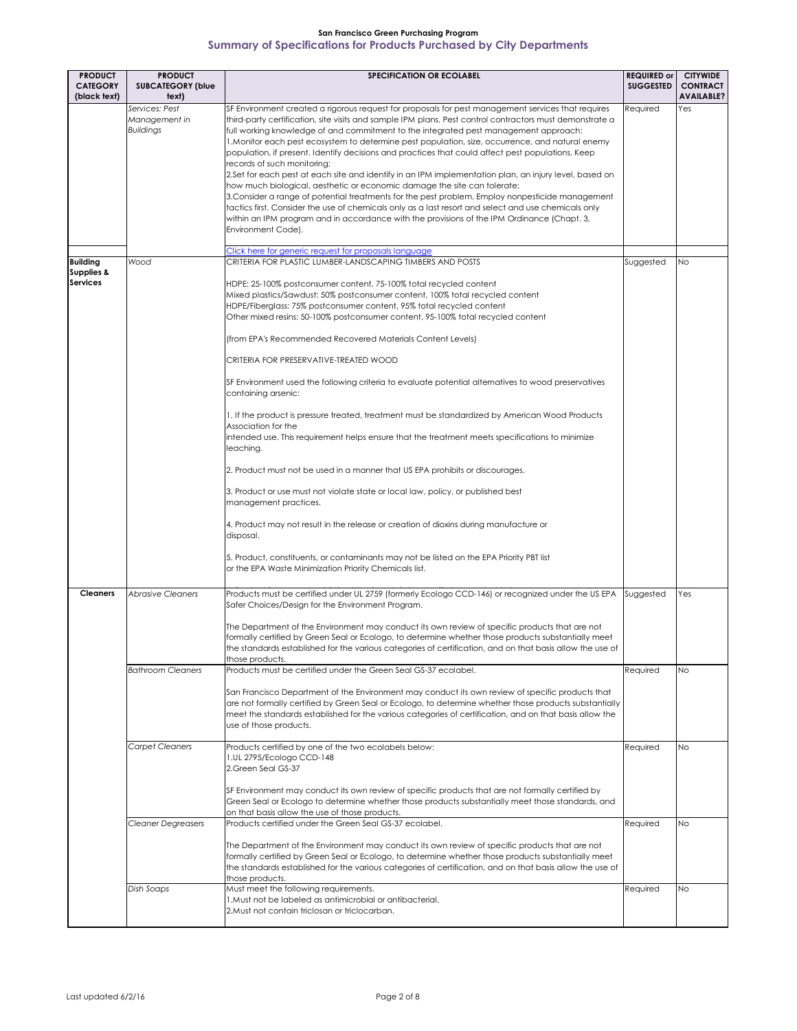## San Francisco Green Purchasing Program

### Summary of Specifications for Products Purchased by City Departments

| PRODUCT CATEGORY (black text) | PRODUCT SUBCATEGORY (blue text) | SPECIFICATION OR ECOLABEL | REQUIRED or SUGGESTED | CITYWIDE CONTRACT AVAILABLE? |
|---|---|---|---|---|
| | *Services: Pest Management in Buildings* | SF Environment created a rigorous request for proposals for pest management services that requires third-party certification, site visits and sample IPM plans. Pest control contractors must demonstrate a full working knowledge of and commitment to the integrated pest management approach:<br>1.Monitor each pest ecosystem to determine pest population, size, occurrence, and natural enemy population, if present. Identify decisions and practices that could affect pest populations. Keep records of such monitoring;<br>2.Set for each pest at each site and identify in an IPM implementation plan, an injury level, based on how much biological, aesthetic or economic damage the site can tolerate;<br>3.Consider a range of potential treatments for the pest problem. Employ nonpesticide management tactics first. Consider the use of chemicals only as a last resort and select and use chemicals only within an IPM program and in accordance with the provisions of the IPM Ordinance (Chapt. 3, Environment Code).<br><br>Click here for generic request for proposals language | Required | Yes |
| **Building Supplies & Services** | *Wood* | CRITERIA FOR PLASTIC LUMBER-LANDSCAPING TIMBERS AND POSTS<br><br>HDPE: 25-100% postconsumer content, 75-100% total recycled content<br>Mixed plastics/Sawdust: 50% postconsumer content, 100% total recycled content<br>HDPE/Fiberglass: 75% postconsumer content, 95% total recycled content<br>Other mixed resins: 50-100% postconsumer content, 95-100% total recycled content<br><br>(from EPA's Recommended Recovered Materials Content Levels)<br><br>CRITERIA FOR PRESERVATIVE-TREATED WOOD<br><br>SF Environment used the following criteria to evaluate potential alternatives to wood preservatives containing arsenic:<br><br>1. If the product is pressure treated, treatment must be standardized by American Wood Products Association for the intended use. This requirement helps ensure that the treatment meets specifications to minimize leaching.<br><br>2. Product must not be used in a manner that US EPA prohibits or discourages.<br><br>3. Product or use must not violate state or local law, policy, or published best management practices.<br><br>4. Product may not result in the release or creation of dioxins during manufacture or disposal.<br><br>5. Product, constituents, or contaminants may not be listed on the EPA Priority PBT list or the EPA Waste Minimization Priority Chemicals list. | Suggested | No |
| **Cleaners** | *Abrasive Cleaners* | Products must be certified under UL 2759 (formerly Ecologo CCD-146) or recognized under the US EPA Safer Choices/Design for the Environment Program.<br><br>The Department of the Environment may conduct its own review of specific products that are not formally certified by Green Seal or Ecologo, to determine whether those products substantially meet the standards established for the various categories of certification, and on that basis allow the use of those products. | Suggested | Yes |
| | *Bathroom Cleaners* | Products must be certified under the Green Seal GS-37 ecolabel.<br><br>San Francisco Department of the Environment may conduct its own review of specific products that are not formally certified by Green Seal or Ecologo, to determine whether those products substantially meet the standards established for the various categories of certification, and on that basis allow the use of those products. | Required | No |
| | *Carpet Cleaners* | Products certified by one of the two ecolabels below:<br>1.UL 2795/Ecologo CCD-148<br>2.Green Seal GS-37<br><br>SF Environment may conduct its own review of specific products that are not formally certified by Green Seal or Ecologo to determine whether those products substantially meet those standards, and on that basis allow the use of those products. | Required | No |
| | *Cleaner Degreasers* | Products certified under the Green Seal GS-37 ecolabel.<br><br>The Department of the Environment may conduct its own review of specific products that are not formally certified by Green Seal or Ecologo, to determine whether those products substantially meet the standards established for the various categories of certification, and on that basis allow the use of those products. | Required | No |
| | *Dish Soaps* | Must meet the following requirements.<br>1.Must not be labeled as antimicrobial or antibacterial.<br>2.Must not contain triclosan or triclocarban. | Required | No |

Last updated 6/2/16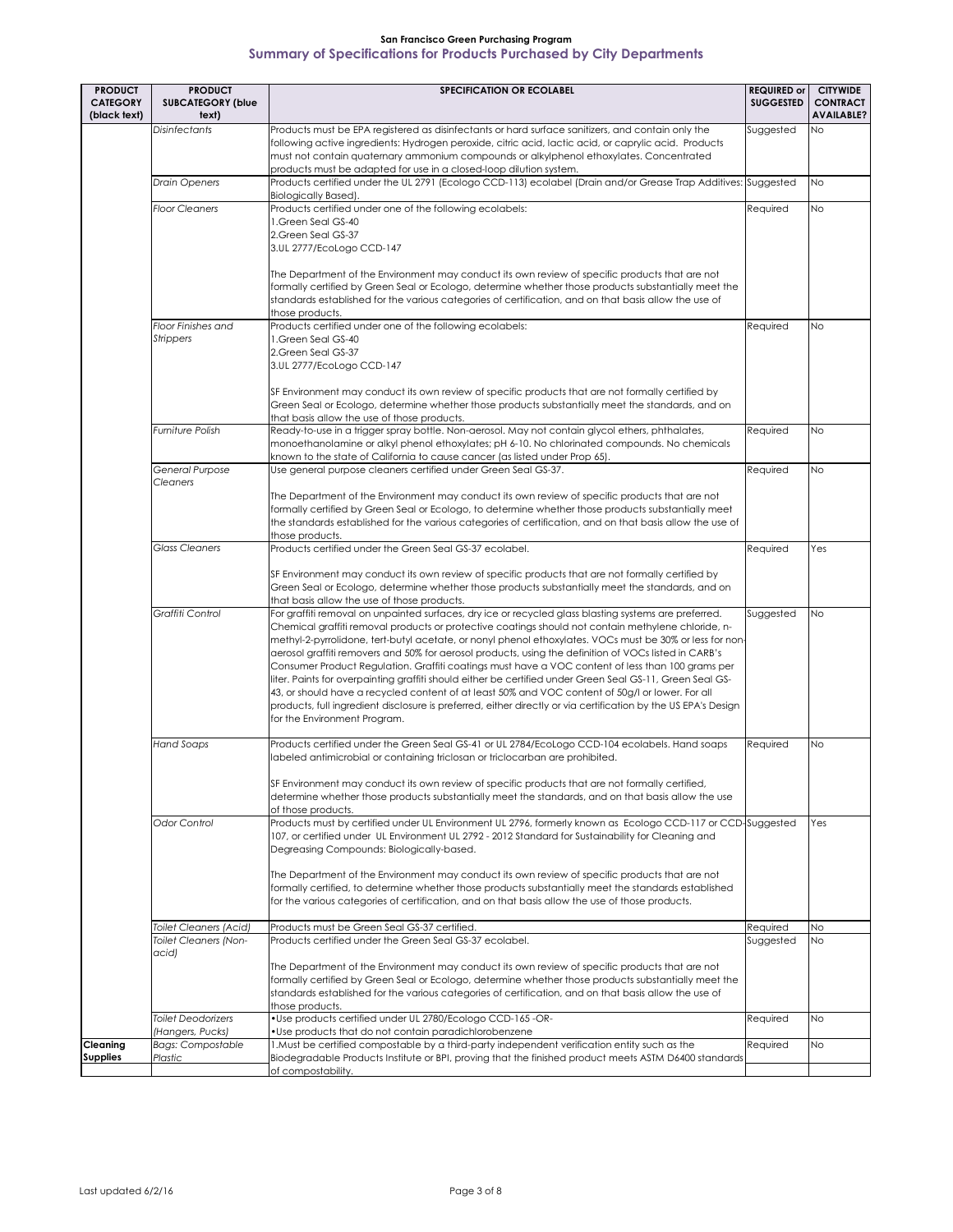**San Francisco Green Purchasing Program**

## Summary of Specifications for Products Purchased by City Departments

| PRODUCT CATEGORY (black text) | PRODUCT SUBCATEGORY (blue text) | SPECIFICATION OR ECOLABEL | REQUIRED or SUGGESTED | CITYWIDE CONTRACT AVAILABLE? |
|---|---|---|---|---|
| | *Disinfectants* | Products must be EPA registered as disinfectants or hard surface sanitizers, and contain only the following active ingredients: Hydrogen peroxide, citric acid, lactic acid, or caprylic acid. Products must not contain quaternary ammonium compounds or alkylphenol ethoxylates. Concentrated products must be adapted for use in a closed-loop dilution system. | Suggested | No |
| | *Drain Openers* | Products certified under the UL 2791 (Ecologo CCD-113) ecolabel (Drain and/or Grease Trap Additives: Biologically Based). | Suggested | No |
| | *Floor Cleaners* | Products certified under one of the following ecolabels:<br>1.Green Seal GS-40<br>2.Green Seal GS-37<br>3.UL 2777/EcoLogo CCD-147<br><br>The Department of the Environment may conduct its own review of specific products that are not formally certified by Green Seal or Ecologo, determine whether those products substantially meet the standards established for the various categories of certification, and on that basis allow the use of those products. | Required | No |
| | *Floor Finishes and Strippers* | Products certified under one of the following ecolabels:<br>1.Green Seal GS-40<br>2.Green Seal GS-37<br>3.UL 2777/EcoLogo CCD-147<br><br>SF Environment may conduct its own review of specific products that are not formally certified by Green Seal or Ecologo, determine whether those products substantially meet the standards, and on that basis allow the use of those products. | Required | No |
| | *Furniture Polish* | Ready-to-use in a trigger spray bottle. Non-aerosol. May not contain glycol ethers, phthalates, monoethanolamine or alkyl phenol ethoxylates; pH 6-10. No chlorinated compounds. No chemicals known to the state of California to cause cancer (as listed under Prop 65). | Required | No |
| | *General Purpose Cleaners* | Use general purpose cleaners certified under Green Seal GS-37.<br><br>The Department of the Environment may conduct its own review of specific products that are not formally certified by Green Seal or Ecologo, to determine whether those products substantially meet the standards established for the various categories of certification, and on that basis allow the use of those products. | Required | No |
| | *Glass Cleaners* | Products certified under the Green Seal GS-37 ecolabel.<br><br>SF Environment may conduct its own review of specific products that are not formally certified by Green Seal or Ecologo, determine whether those products substantially meet the standards, and on that basis allow the use of those products. | Required | Yes |
| | *Graffiti Control* | For graffiti removal on unpainted surfaces, dry ice or recycled glass blasting systems are preferred. Chemical graffiti removal products or protective coatings should not contain methylene chloride, n-methyl-2-pyrrolidone, tert-butyl acetate, or nonyl phenol ethoxylates. VOCs must be 30% or less for non-aerosol graffiti removers and 50% for aerosol products, using the definition of VOCs listed in CARB's Consumer Product Regulation. Graffiti coatings must have a VOC content of less than 100 grams per liter. Paints for overpainting graffiti should either be certified under Green Seal GS-11, Green Seal GS-43, or should have a recycled content of at least 50% and VOC content of 50g/l or lower. For all products, full ingredient disclosure is preferred, either directly or via certification by the US EPA's Design for the Environment Program. | Suggested | No |
| | *Hand Soaps* | Products certified under the Green Seal GS-41 or UL 2784/EcoLogo CCD-104 ecolabels. Hand soaps labeled antimicrobial or containing triclosan or triclocarban are prohibited.<br><br>SF Environment may conduct its own review of specific products that are not formally certified, determine whether those products substantially meet the standards, and on that basis allow the use of those products. | Required | No |
| | *Odor Control* | Products must by certified under UL Environment UL 2796, formerly known as Ecologo CCD-117 or CCD-107, or certified under UL Environment UL 2792 - 2012 Standard for Sustainability for Cleaning and Degreasing Compounds: Biologically-based.<br><br>The Department of the Environment may conduct its own review of specific products that are not formally certified, to determine whether those products substantially meet the standards established for the various categories of certification, and on that basis allow the use of those products. | Suggested | Yes |
| | *Toilet Cleaners (Acid)* | Products must be Green Seal GS-37 certified. | Required | No |
| | *Toilet Cleaners (Non-acid)* | Products certified under the Green Seal GS-37 ecolabel.<br><br>The Department of the Environment may conduct its own review of specific products that are not formally certified by Green Seal or Ecologo, determine whether those products substantially meet the standards established for the various categories of certification, and on that basis allow the use of those products. | Suggested | No |
| | *Toilet Deodorizers (Hangers, Pucks)* | •Use products certified under UL 2780/Ecologo CCD-165 -OR-<br>•Use products that do not contain paradichlorobenzene | Required | No |
| **Cleaning Supplies** | *Bags: Compostable Plastic* | 1.Must be certified compostable by a third-party independent verification entity such as the Biodegradable Products Institute or BPI, proving that the finished product meets ASTM D6400 standards of compostability. | Required | No |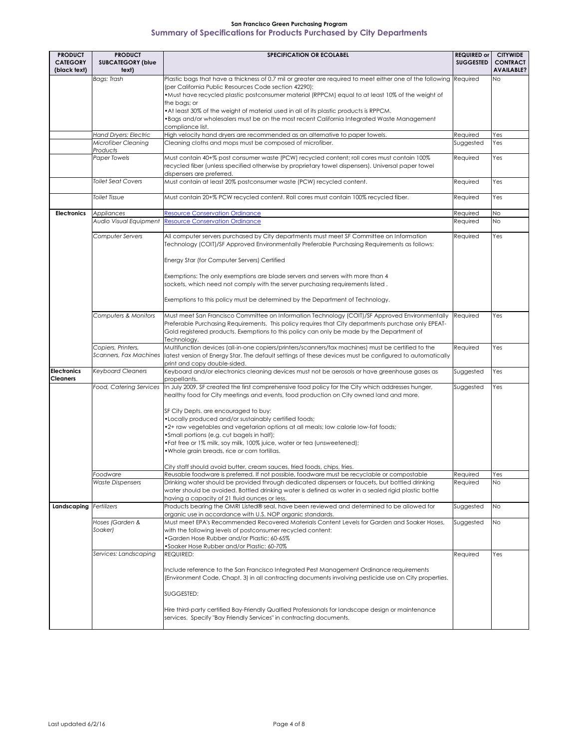**San Francisco Green Purchasing Program**

## Summary of Specifications for Products Purchased by City Departments

| PRODUCT CATEGORY (black text) | PRODUCT SUBCATEGORY (blue text) | SPECIFICATION OR ECOLABEL | REQUIRED or SUGGESTED | CITYWIDE CONTRACT AVAILABLE? |
|---|---|---|---|---|
| | *Bags: Trash* | Plastic bags that have a thickness of 0.7 mil or greater are required to meet either one of the following (per California Public Resources Code section 42290):<br>•Must have recycled plastic postconsumer material (RPPCM) equal to at least 10% of the weight of the bags; or<br>•At least 30% of the weight of material used in all of its plastic products is RPPCM.<br>•Bags and/or wholesalers must be on the most recent California Integrated Waste Management compliance list. | Required | No |
| | *Hand Dryers: Electric* | High velocity hand dryers are recommended as an alternative to paper towels. | Required | Yes |
| | *Microfiber Cleaning Products* | Cleaning cloths and mops must be composed of microfiber. | Suggested | Yes |
| | *Paper Towels* | Must contain 40+% post consumer waste (PCW) recycled content; roll cores must contain 100% recycled fiber (unless specified otherwise by proprietary towel dispensers). Universal paper towel dispensers are preferred. | Required | Yes |
| | *Toilet Seat Covers* | Must contain at least 20% postconsumer waste (PCW) recycled content. | Required | Yes |
| | *Toilet Tissue* | Must contain 20+% PCW recycled content. Roll cores must contain 100% recycled fiber. | Required | Yes |
| **Electronics** | *Appliances* | Resource Conservation Ordinance | Required | No |
| | *Audio Visual Equipment* | Resource Conservation Ordinance | Required | No |
| | *Computer Servers* | All computer servers purchased by City departments must meet SF Committee on Information Technology (COIT)/SF Approved Environmentally Preferable Purchasing Requirements as follows:<br><br>Energy Star (for Computer Servers) Certified<br><br>Exemptions: The only exemptions are blade servers and servers with more than 4 sockets, which need not comply with the server purchasing requirements listed .<br><br>Exemptions to this policy must be determined by the Department of Technology. | Required | Yes |
| | *Computers & Monitors* | Must meet San Francisco Committee on Information Technology (COIT)/SF Approved Environmentally Preferable Purchasing Requirements. This policy requires that City departments purchase only EPEAT-Gold registered products. Exemptions to this policy can only be made by the Department of Technology. | Required | Yes |
| | *Copiers, Printers, Scanners, Fax Machines* | Multifunction devices (all-in-one copiers/printers/scanners/fax machines) must be certified to the latest version of Energy Star. The default settings of these devices must be configured to automatically print and copy double-sided. | Required | Yes |
| **Electronics Cleaners** | *Keyboard Cleaners* | Keyboard and/or electronics cleaning devices must not be aerosols or have greenhouse gases as propellants. | Suggested | Yes |
| | *Food, Catering Services* | In July 2009, SF created the first comprehensive food policy for the City which addresses hunger, healthy food for City meetings and events, food production on City owned land and more.<br><br>SF City Depts. are encouraged to buy:<br>•Locally produced and/or sustainably certified foods;<br>•2+ raw vegetables and vegetarian options at all meals; low calorie low-fat foods;<br>•Small portions (e.g. cut bagels in half);<br>•Fat free or 1% milk, soy milk, 100% juice, water or tea (unsweetened);<br>•Whole grain breads, rice or corn tortillas.<br><br>City staff should avoid butter, cream sauces, fried foods, chips, fries. | Suggested | Yes |
| | *Foodware* | Reusable foodware is preferred. If not possible, foodware must be recyclable or compostable | Required | Yes |
| | *Waste Dispensers* | Drinking water should be provided through dedicated dispensers or faucets, but bottled drinking water should be avoided. Bottled drinking water is defined as water in a sealed rigid plastic bottle having a capacity of 21 fluid ounces or less. | Required | No |
| **Landscaping** | *Fertilizers* | Products bearing the OMRI Listed® seal, have been reviewed and determined to be allowed for organic use in accordance with U.S. NOP organic standards. | Suggested | No |
| | *Hoses (Garden & Soaker)* | Must meet EPA's Recommended Recovered Materials Content Levels for Garden and Soaker Hoses, with the following levels of postconsumer recycled content:<br>•Garden Hose Rubber and/or Plastic: 60-65%<br>•Soaker Hose Rubber and/or Plastic: 60-70% | Suggested | No |
| | *Services: Landscaping* | REQUIRED:<br><br>Include reference to the San Francisco Integrated Pest Management Ordinance requirements (Environment Code, Chapt. 3) in all contracting documents involving pesticide use on City properties.<br><br>SUGGESTED:<br><br>Hire third-party certified Bay-Friendly Qualfied Professionals for landscape design or maintenance services. Specify "Bay Friendly Services" in contracting documents. | Required | Yes |

Last updated 6/2/16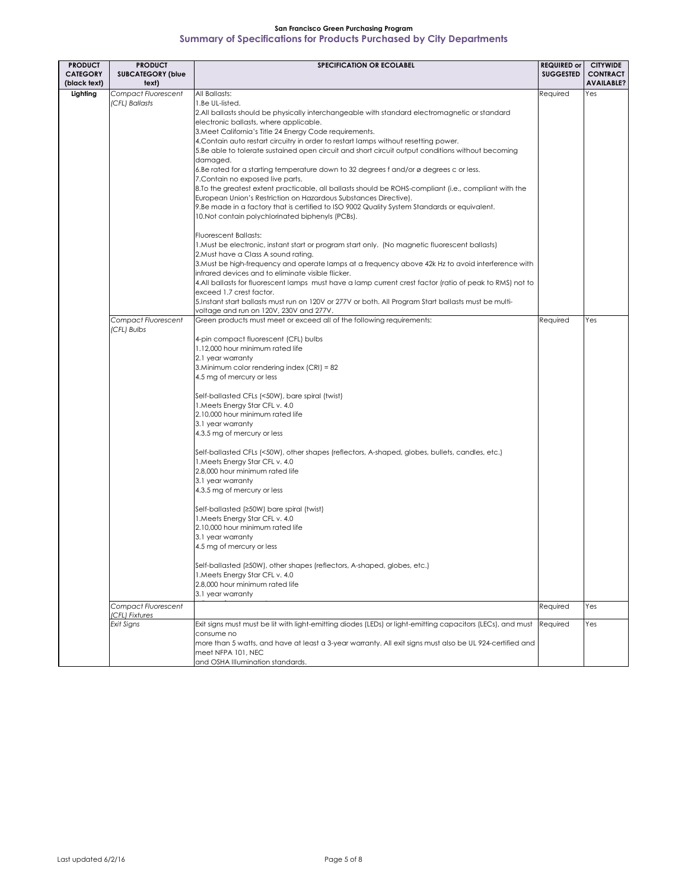**San Francisco Green Purchasing Program**

## Summary of Specifications for Products Purchased by City Departments

| PRODUCT CATEGORY (black text) | PRODUCT SUBCATEGORY (blue text) | SPECIFICATION OR ECOLABEL | REQUIRED or SUGGESTED | CITYWIDE CONTRACT AVAILABLE? |
|---|---|---|---|---|
| **Lighting** | *Compact Fluorescent (CFL) Ballasts* | All Ballasts:<br>1.Be UL-listed.<br>2.All ballasts should be physically interchangeable with standard electromagnetic or standard electronic ballasts, where applicable.<br>3.Meet California's Title 24 Energy Code requirements.<br>4.Contain auto restart circuitry in order to restart lamps without resetting power.<br>5.Be able to tolerate sustained open circuit and short circuit output conditions without becoming damaged.<br>6.Be rated for a starting temperature down to 32 degrees f and/or ø degrees c or less.<br>7.Contain no exposed live parts.<br>8.To the greatest extent practicable, all ballasts should be ROHS-compliant (i.e., compliant with the European Union's Restriction on Hazardous Substances Directive).<br>9.Be made in a factory that is certified to ISO 9002 Quality System Standards or equivalent.<br>10.Not contain polychlorinated biphenyls (PCBs).<br><br>Fluorescent Ballasts:<br>1.Must be electronic, instant start or program start only. (No magnetic fluorescent ballasts)<br>2.Must have a Class A sound rating.<br>3.Must be high-frequency and operate lamps at a frequency above 42k Hz to avoid interference with infrared devices and to eliminate visible flicker.<br>4.All ballasts for fluorescent lamps must have a lamp current crest factor (ratio of peak to RMS) not to exceed 1.7 crest factor.<br>5.Instant start ballasts must run on 120V or 277V or both. All Program Start ballasts must be multi-voltage and run on 120V, 230V and 277V. | Required | Yes |
| | *Compact Fluorescent (CFL) Bulbs* | Green products must meet or exceed all of the following requirements:<br><br>4-pin compact fluorescent (CFL) bulbs<br>1.12,000 hour minimum rated life<br>2.1 year warranty<br>3.Minimum color rendering index (CRI) = 82<br>4.5 mg of mercury or less<br><br>Self-ballasted CFLs (<50W), bare spiral (twist)<br>1.Meets Energy Star CFL v. 4.0<br>2.10,000 hour minimum rated life<br>3.1 year warranty<br>4.3.5 mg of mercury or less<br><br>Self-ballasted CFLs (<50W), other shapes (reflectors, A-shaped, globes, bullets, candles, etc.)<br>1.Meets Energy Star CFL v. 4.0<br>2.8,000 hour minimum rated life<br>3.1 year warranty<br>4.3.5 mg of mercury or less<br><br>Self-ballasted (≥50W) bare spiral (twist)<br>1.Meets Energy Star CFL v. 4.0<br>2.10,000 hour minimum rated life<br>3.1 year warranty<br>4.5 mg of mercury or less<br><br>Self-ballasted (≥50W), other shapes (reflectors, A-shaped, globes, etc.)<br>1.Meets Energy Star CFL v. 4.0<br>2.8,000 hour minimum rated life<br>3.1 year warranty | Required | Yes |
| | *Compact Fluorescent (CFL) Fixtures* | | Required | Yes |
| | *Exit Signs* | Exit signs must must be lit with light-emitting diodes (LEDs) or light-emitting capacitors (LECs), and must consume no more than 5 watts, and have at least a 3-year warranty. All exit signs must also be UL 924-certified and meet NFPA 101, NEC and OSHA Illumination standards. | Required | Yes |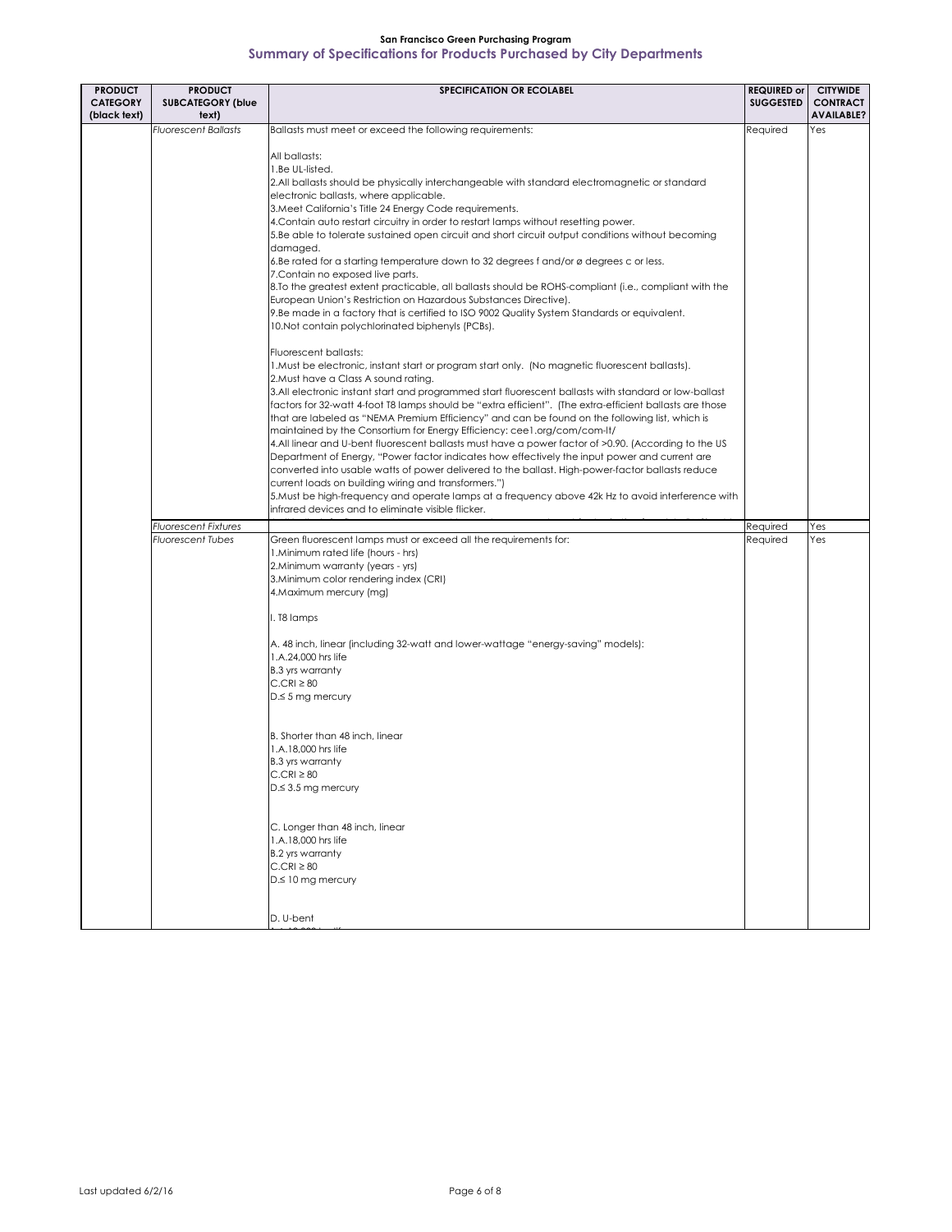## San Francisco Green Purchasing Program

### Summary of Specifications for Products Purchased by City Departments

| PRODUCT CATEGORY (black text) | PRODUCT SUBCATEGORY (blue text) | SPECIFICATION OR ECOLABEL | REQUIRED or SUGGESTED | CITYWIDE CONTRACT AVAILABLE? |
|---|---|---|---|---|
| | *Fluorescent Ballasts* | Ballasts must meet or exceed the following requirements:<br><br>All ballasts:<br>1.Be UL-listed.<br>2.All ballasts should be physically interchangeable with standard electromagnetic or standard electronic ballasts, where applicable.<br>3.Meet California's Title 24 Energy Code requirements.<br>4.Contain auto restart circuitry in order to restart lamps without resetting power.<br>5.Be able to tolerate sustained open circuit and short circuit output conditions without becoming damaged.<br>6.Be rated for a starting temperature down to 32 degrees f and/or ø degrees c or less.<br>7.Contain no exposed live parts.<br>8.To the greatest extent practicable, all ballasts should be ROHS-compliant (i.e., compliant with the European Union's Restriction on Hazardous Substances Directive).<br>9.Be made in a factory that is certified to ISO 9002 Quality System Standards or equivalent.<br>10.Not contain polychlorinated biphenyls (PCBs).<br><br>Fluorescent ballasts:<br>1.Must be electronic, instant start or program start only. (No magnetic fluorescent ballasts).<br>2.Must have a Class A sound rating.<br>3.All electronic instant start and programmed start fluorescent ballasts with standard or low-ballast factors for 32-watt 4-foot T8 lamps should be "extra efficient". (The extra-efficient ballasts are those that are labeled as "NEMA Premium Efficiency" and can be found on the following list, which is maintained by the Consortium for Energy Efficiency: cee1.org/com/com-lt/<br>4.All linear and U-bent fluorescent ballasts must have a power factor of >0.90. (According to the US Department of Energy, "Power factor indicates how effectively the input power and current are converted into usable watts of power delivered to the ballast. High-power-factor ballasts reduce current loads on building wiring and transformers.")<br>5.Must be high-frequency and operate lamps at a frequency above 42k Hz to avoid interference with infrared devices and to eliminate visible flicker. | Required | Yes |
| | *Fluorescent Fixtures* | | Required | Yes |
| | *Fluorescent Tubes* | Green fluorescent lamps must or exceed all the requirements for:<br>1.Minimum rated life (hours - hrs)<br>2.Minimum warranty (years - yrs)<br>3.Minimum color rendering index (CRI)<br>4.Maximum mercury (mg)<br><br>I. T8 lamps<br><br>A. 48 inch, linear (including 32-watt and lower-wattage "energy-saving" models):<br>1.A.24,000 hrs life<br>B.3 yrs warranty<br>C.CRI ≥ 80<br>D.≤ 5 mg mercury<br><br>B. Shorter than 48 inch, linear<br>1.A.18,000 hrs life<br>B.3 yrs warranty<br>C.CRI ≥ 80<br>D.≤ 3.5 mg mercury<br><br>C. Longer than 48 inch, linear<br>1.A.18,000 hrs life<br>B.2 yrs warranty<br>C.CRI ≥ 80<br>D.≤ 10 mg mercury<br><br>D. U-bent | Required | Yes |

Last updated 6/2/16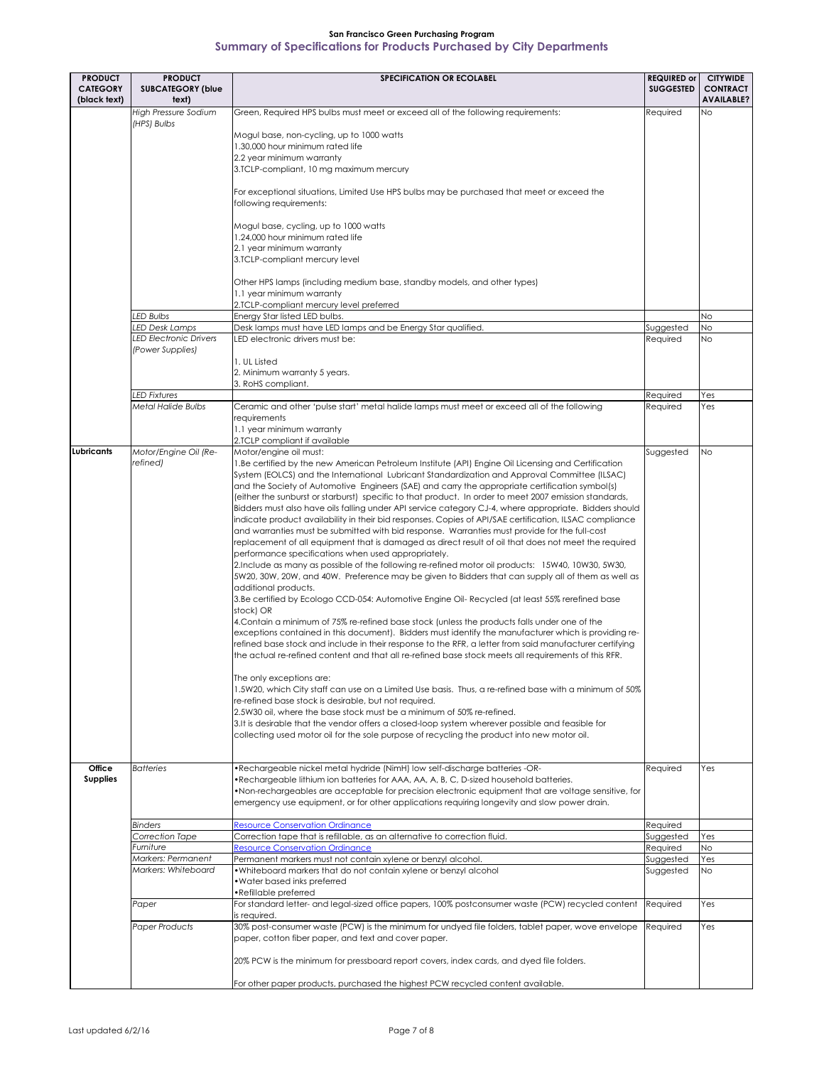**San Francisco Green Purchasing Program**

## Summary of Specifications for Products Purchased by City Departments

| PRODUCT CATEGORY (black text) | PRODUCT SUBCATEGORY (blue text) | SPECIFICATION OR ECOLABEL | REQUIRED or SUGGESTED | CITYWIDE CONTRACT AVAILABLE? |
|---|---|---|---|---|
| | *High Pressure Sodium (HPS) Bulbs* | Green, Required HPS bulbs must meet or exceed all of the following requirements:<br><br>Mogul base, non-cycling, up to 1000 watts<br>1.30,000 hour minimum rated life<br>2.2 year minimum warranty<br>3.TCLP-compliant, 10 mg maximum mercury<br><br>For exceptional situations, Limited Use HPS bulbs may be purchased that meet or exceed the following requirements:<br><br>Mogul base, cycling, up to 1000 watts<br>1.24,000 hour minimum rated life<br>2.1 year minimum warranty<br>3.TCLP-compliant mercury level<br><br>Other HPS lamps (including medium base, standby models, and other types)<br>1.1 year minimum warranty<br>2.TCLP-compliant mercury level preferred | Required | No |
| | *LED Bulbs* | Energy Star listed LED bulbs. | | No |
| | *LED Desk Lamps* | Desk lamps must have LED lamps and be Energy Star qualified. | Suggested | No |
| | *LED Electronic Drivers (Power Supplies)* | LED electronic drivers must be:<br><br>1. UL Listed<br>2. Minimum warranty 5 years.<br>3. RoHS compliant. | Required | No |
| | *LED Fixtures* | | Required | Yes |
| | *Metal Halide Bulbs* | Ceramic and other 'pulse start' metal halide lamps must meet or exceed all of the following requirements<br>1.1 year minimum warranty<br>2.TCLP compliant if available | Required | Yes |
| **Lubricants** | *Motor/Engine Oil (Re-refined)* | Motor/engine oil must:<br>1.Be certified by the new American Petroleum Institute (API) Engine Oil Licensing and Certification System (EOLCS) and the International Lubricant Standardization and Approval Committee (ILSAC) and the Society of Automotive Engineers (SAE) and carry the appropriate certification symbol(s) (either the sunburst or starburst) specific to that product. In order to meet 2007 emission standards, Bidders must also have oils falling under API service category CJ-4, where appropriate. Bidders should indicate product availability in their bid responses. Copies of API/SAE certification, ILSAC compliance and warranties must be submitted with bid response. Warranties must provide for the full-cost replacement of all equipment that is damaged as direct result of oil that does not meet the required performance specifications when used appropriately.<br>2.Include as many as possible of the following re-refined motor oil products: 15W40, 10W30, 5W30, 5W20, 30W, 20W, and 40W. Preference may be given to Bidders that can supply all of them as well as additional products.<br>3.Be certified by Ecologo CCD-054: Automotive Engine Oil- Recycled (at least 55% rerefined base stock) OR<br>4.Contain a minimum of 75% re-refined base stock (unless the products falls under one of the exceptions contained in this document). Bidders must identify the manufacturer which is providing re-refined base stock and include in their response to the RFR, a letter from said manufacturer certifying the actual re-refined content and that all re-refined base stock meets all requirements of this RFR.<br><br>The only exceptions are:<br>1.5W20, which City staff can use on a Limited Use basis. Thus, a re-refined base with a minimum of 50% re-refined base stock is desirable, but not required.<br>2.5W30 oil, where the base stock must be a minimum of 50% re-refined.<br>3.It is desirable that the vendor offers a closed-loop system wherever possible and feasible for collecting used motor oil for the sole purpose of recycling the product into new motor oil. | Suggested | No |
| **Office Supplies** | *Batteries* | •Rechargeable nickel metal hydride (NimH) low self-discharge batteries -OR-<br>•Rechargeable lithium ion batteries for AAA, AA, A, B, C, D-sized household batteries.<br>•Non-rechargeables are acceptable for precision electronic equipment that are voltage sensitive, for emergency use equipment, or for other applications requiring longevity and slow power drain. | Required | Yes |
| | *Binders* | Resource Conservation Ordinance | Required | |
| | *Correction Tape* | Correction tape that is refillable, as an alternative to correction fluid. | Suggested | Yes |
| | *Furniture* | Resource Conservation Ordinance | Required | No |
| | *Markers: Permanent* | Permanent markers must not contain xylene or benzyl alcohol. | Suggested | Yes |
| | *Markers: Whiteboard* | •Whiteboard markers that do not contain xylene or benzyl alcohol<br>•Water based inks preferred<br>•Refillable preferred | Suggested | No |
| | *Paper* | For standard letter- and legal-sized office papers, 100% postconsumer waste (PCW) recycled content is required. | Required | Yes |
| | *Paper Products* | 30% post-consumer waste (PCW) is the minimum for undyed file folders, tablet paper, wove envelope paper, cotton fiber paper, and text and cover paper.<br><br>20% PCW is the minimum for pressboard report covers, index cards, and dyed file folders.<br><br>For other paper products, purchased the highest PCW recycled content available. | Required | Yes |

Last updated 6/2/16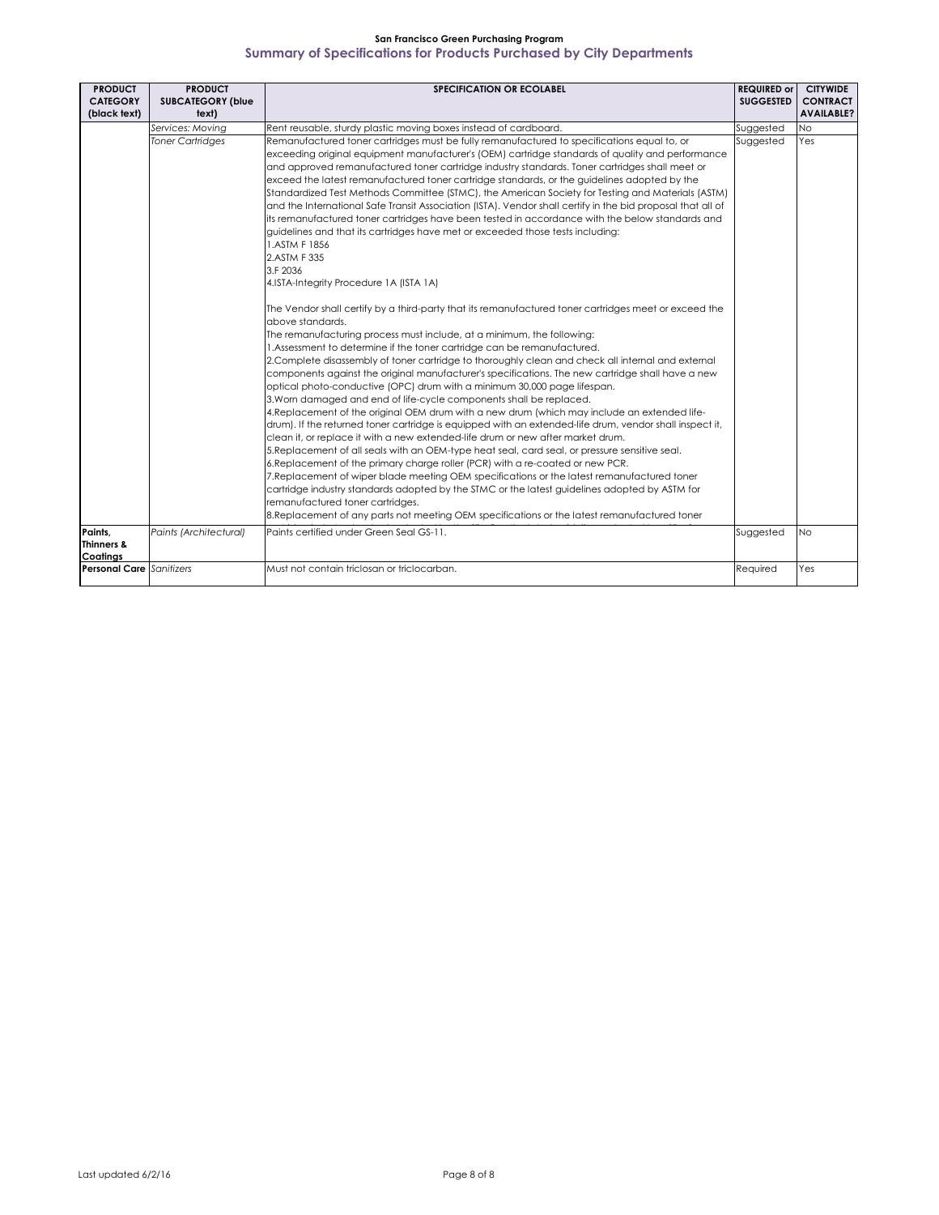# San Francisco Green Purchasing Program

## Summary of Specifications for Products Purchased by City Departments

| PRODUCT CATEGORY (black text) | PRODUCT SUBCATEGORY (blue text) | SPECIFICATION OR ECOLABEL | REQUIRED or SUGGESTED | CITYWIDE CONTRACT AVAILABLE? |
|---|---|---|---|---|
| | *Services: Moving* | Rent reusable, sturdy plastic moving boxes instead of cardboard. | Suggested | No |
| | *Toner Cartridges* | Remanufactured toner cartridges must be fully remanufactured to specifications equal to, or exceeding original equipment manufacturer's (OEM) cartridge standards of quality and performance and approved remanufactured toner cartridge industry standards. Toner cartridges shall meet or exceed the latest remanufactured toner cartridge standards, or the guidelines adopted by the Standardized Test Methods Committee (STMC), the American Society for Testing and Materials (ASTM) and the International Safe Transit Association (ISTA). Vendor shall certify in the bid proposal that all of its remanufactured toner cartridges have been tested in accordance with the below standards and guidelines and that its cartridges have met or exceeded those tests including:<br>1.ASTM F 1856<br>2.ASTM F 335<br>3.F 2036<br>4.ISTA-Integrity Procedure 1A (ISTA 1A)<br><br>The Vendor shall certify by a third-party that its remanufactured toner cartridges meet or exceed the above standards.<br>The remanufacturing process must include, at a minimum, the following:<br>1.Assessment to determine if the toner cartridge can be remanufactured.<br>2.Complete disassembly of toner cartridge to thoroughly clean and check all internal and external components against the original manufacturer's specifications. The new cartridge shall have a new optical photo-conductive (OPC) drum with a minimum 30,000 page lifespan.<br>3.Worn damaged and end of life-cycle components shall be replaced.<br>4.Replacement of the original OEM drum with a new drum (which may include an extended life-drum). If the returned toner cartridge is equipped with an extended-life drum, vendor shall inspect it, clean it, or replace it with a new extended-life drum or new after market drum.<br>5.Replacement of all seals with an OEM-type heat seal, card seal, or pressure sensitive seal.<br>6.Replacement of the primary charge roller (PCR) with a re-coated or new PCR.<br>7.Replacement of wiper blade meeting OEM specifications or the latest remanufactured toner cartridge industry standards adopted by the STMC or the latest guidelines adopted by ASTM for remanufactured toner cartridges.<br>8.Replacement of any parts not meeting OEM specifications or the latest remanufactured toner | Suggested | Yes |
| **Paints, Thinners & Coatings** | *Paints (Architectural)* | Paints certified under Green Seal GS-11. | Suggested | No |
| **Personal Care** | *Sanitizers* | Must not contain triclosan or triclocarban. | Required | Yes |

Last updated 6/2/16